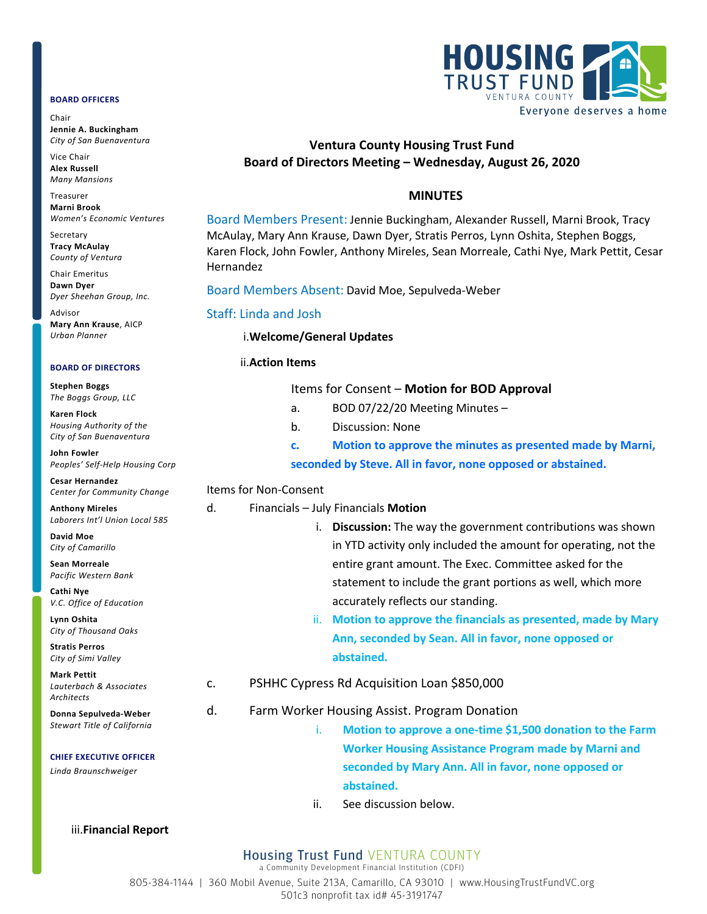**BOARD OFFICERS**

Chair
**Jennie A. Buckingham**
*City of San Buenaventura*

Vice Chair
**Alex Russell**
*Many Mansions*

Treasurer
**Marni Brook**
*Women's Economic Ventures*

Secretary
**Tracy McAulay**
*County of Ventura*

Chair Emeritus
**Dawn Dyer**
*Dyer Sheehan Group, Inc.*

Advisor
**Mary Ann Krause**, AICP
*Urban Planner*

**BOARD OF DIRECTORS**

**Stephen Boggs**
*The Boggs Group, LLC*

**Karen Flock**
*Housing Authority of the City of San Buenaventura*

**John Fowler**
*Peoples' Self-Help Housing Corp*

**Cesar Hernandez**
*Center for Community Change*

**Anthony Mireles**
*Laborers Int'l Union Local 585*

**David Moe**
*City of Camarillo*

**Sean Morreale**
*Pacific Western Bank*

**Cathi Nye**
*V.C. Office of Education*

**Lynn Oshita**
*City of Thousand Oaks*

**Stratis Perros**
*City of Simi Valley*

**Mark Pettit**
*Lauterbach & Associates Architects*

**Donna Sepulveda-Weber**
*Stewart Title of California*

**CHIEF EXECUTIVE OFFICER**
*Linda Braunschweiger*

HOUSING TRUST FUND VENTURA COUNTY
Everyone deserves a home

**Ventura County Housing Trust Fund**
**Board of Directors Meeting – Wednesday, August 26, 2020**

## MINUTES

Board Members Present: Jennie Buckingham, Alexander Russell, Marni Brook, Tracy McAulay, Mary Ann Krause, Dawn Dyer, Stratis Perros, Lynn Oshita, Stephen Boggs, Karen Flock, John Fowler, Anthony Mireles, Sean Morreale, Cathi Nye, Mark Pettit, Cesar Hernandez

Board Members Absent: David Moe, Sepulveda-Weber

Staff: Linda and Josh

i. **Welcome/General Updates**

ii. **Action Items**

Items for Consent – **Motion for BOD Approval**

a. BOD 07/22/20 Meeting Minutes –

b. Discussion: None

c. **Motion to approve the minutes as presented made by Marni, seconded by Steve. All in favor, none opposed or abstained.**

Items for Non-Consent

d. Financials – July Financials **Motion**

i. **Discussion:** The way the government contributions was shown in YTD activity only included the amount for operating, not the entire grant amount. The Exec. Committee asked for the statement to include the grant portions as well, which more accurately reflects our standing.

ii. **Motion to approve the financials as presented, made by Mary Ann, seconded by Sean. All in favor, none opposed or abstained.**

c. PSHHC Cypress Rd Acquisition Loan $850,000

d. Farm Worker Housing Assist. Program Donation

i. **Motion to approve a one-time $1,500 donation to the Farm Worker Housing Assistance Program made by Marni and seconded by Mary Ann. All in favor, none opposed or abstained.**

ii. See discussion below.

iii. **Financial Report**

Housing Trust Fund VENTURA COUNTY
a Community Development Financial Institution (CDFI)
805-384-1144 | 360 Mobil Avenue, Suite 213A, Camarillo, CA 93010 | www.HousingTrustFundVC.org
501c3 nonprofit tax id# 45-3191747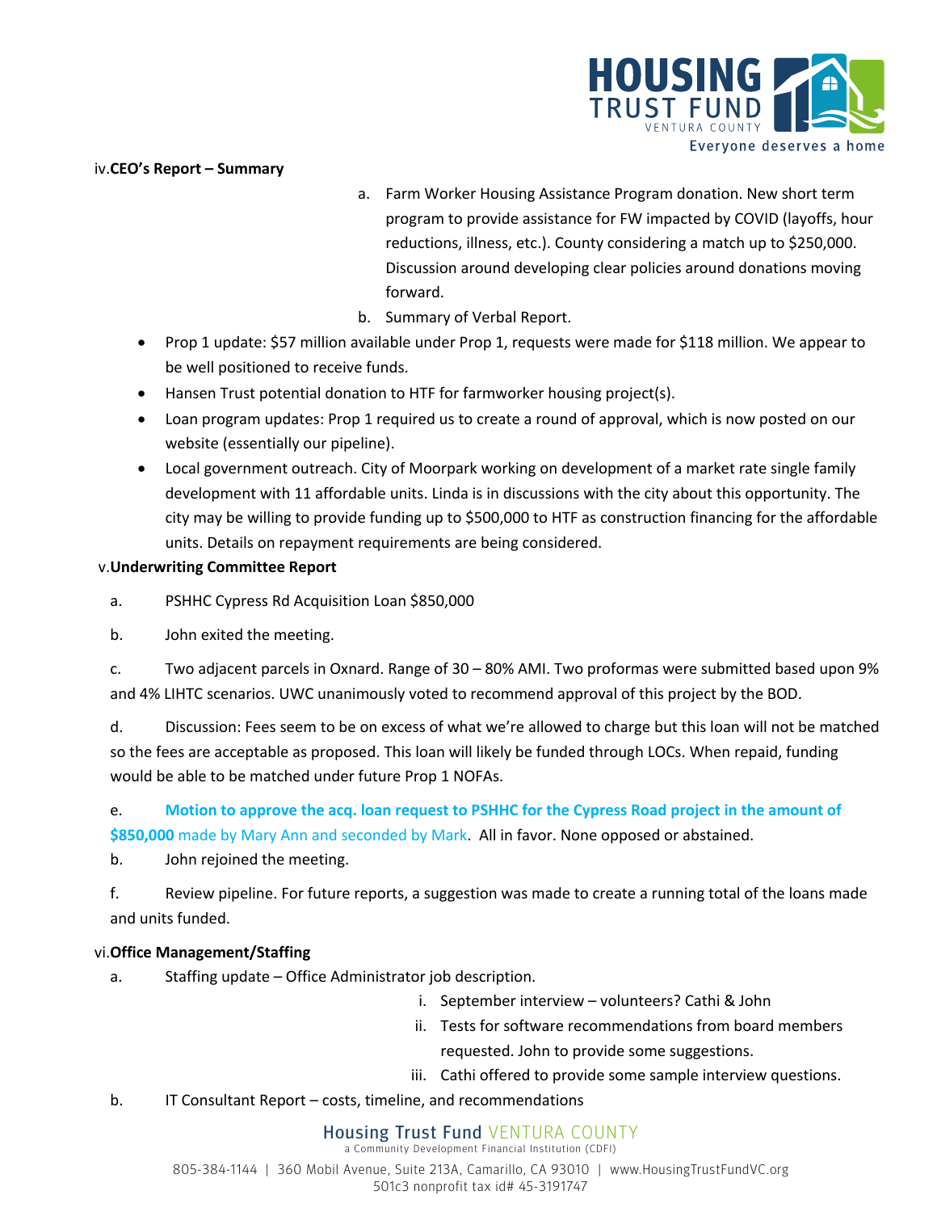iv. **CEO's Report – Summary**

a. Farm Worker Housing Assistance Program donation. New short term program to provide assistance for FW impacted by COVID (layoffs, hour reductions, illness, etc.). County considering a match up to $250,000. Discussion around developing clear policies around donations moving forward.

b. Summary of Verbal Report.

- Prop 1 update: $57 million available under Prop 1, requests were made for $118 million. We appear to be well positioned to receive funds.
- Hansen Trust potential donation to HTF for farmworker housing project(s).
- Loan program updates: Prop 1 required us to create a round of approval, which is now posted on our website (essentially our pipeline).
- Local government outreach. City of Moorpark working on development of a market rate single family development with 11 affordable units. Linda is in discussions with the city about this opportunity. The city may be willing to provide funding up to $500,000 to HTF as construction financing for the affordable units. Details on repayment requirements are being considered.

v. **Underwriting Committee Report**

a. PSHHC Cypress Rd Acquisition Loan $850,000

b. John exited the meeting.

c. Two adjacent parcels in Oxnard. Range of 30 – 80% AMI. Two proformas were submitted based upon 9% and 4% LIHTC scenarios. UWC unanimously voted to recommend approval of this project by the BOD.

d. Discussion: Fees seem to be on excess of what we're allowed to charge but this loan will not be matched so the fees are acceptable as proposed. This loan will likely be funded through LOCs. When repaid, funding would be able to be matched under future Prop 1 NOFAs.

e. **Motion to approve the acq. loan request to PSHHC for the Cypress Road project in the amount of $850,000** made by Mary Ann and seconded by Mark. All in favor. None opposed or abstained.

b. John rejoined the meeting.

f. Review pipeline. For future reports, a suggestion was made to create a running total of the loans made and units funded.

vi. **Office Management/Staffing**

a. Staffing update – Office Administrator job description.

   i. September interview – volunteers? Cathi & John

   ii. Tests for software recommendations from board members requested. John to provide some suggestions.

   iii. Cathi offered to provide some sample interview questions.

b. IT Consultant Report – costs, timeline, and recommendations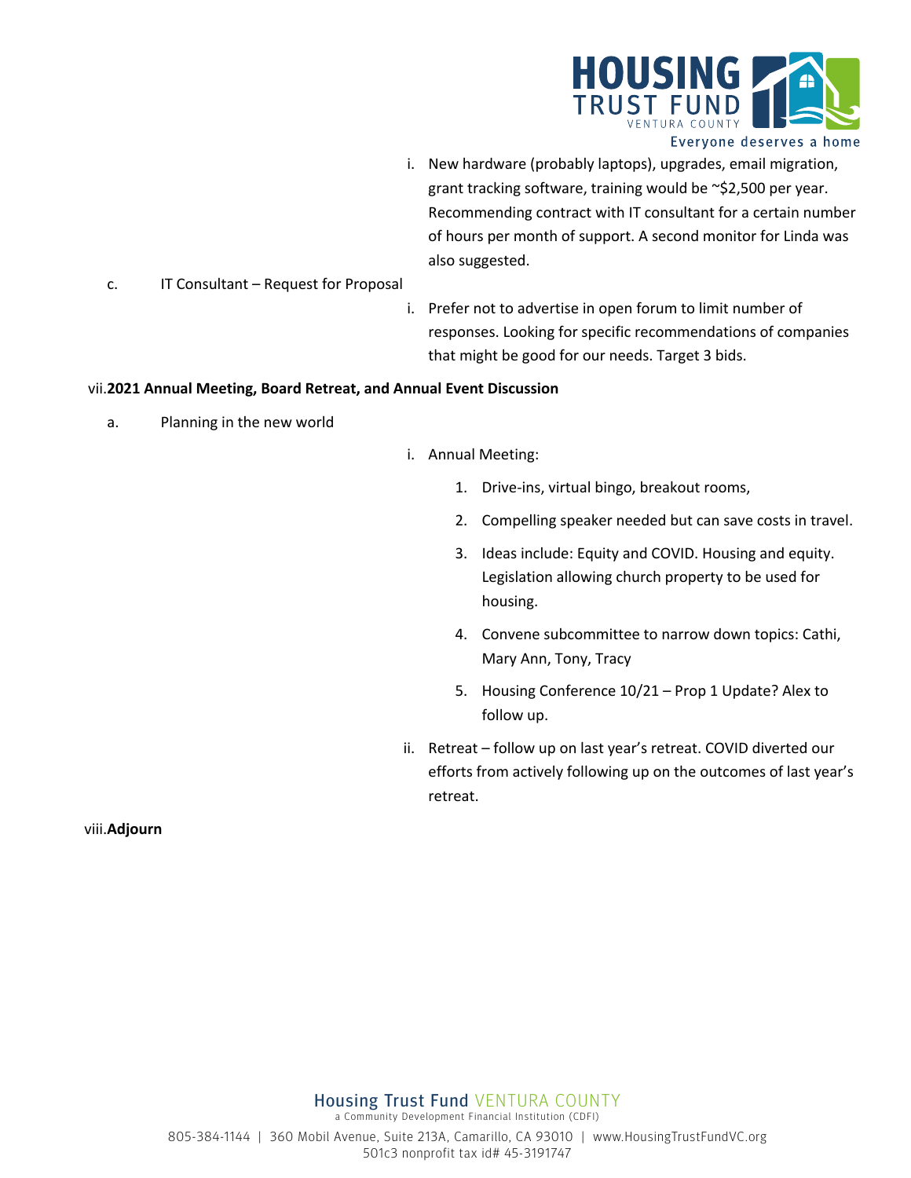i. New hardware (probably laptops), upgrades, email migration, grant tracking software, training would be ~$2,500 per year. Recommending contract with IT consultant for a certain number of hours per month of support. A second monitor for Linda was also suggested.

c. IT Consultant – Request for Proposal

i. Prefer not to advertise in open forum to limit number of responses. Looking for specific recommendations of companies that might be good for our needs. Target 3 bids.

vii. **2021 Annual Meeting, Board Retreat, and Annual Event Discussion**

a. Planning in the new world

i. Annual Meeting:

1. Drive-ins, virtual bingo, breakout rooms,
2. Compelling speaker needed but can save costs in travel.
3. Ideas include: Equity and COVID. Housing and equity. Legislation allowing church property to be used for housing.
4. Convene subcommittee to narrow down topics: Cathi, Mary Ann, Tony, Tracy
5. Housing Conference 10/21 – Prop 1 Update? Alex to follow up.

ii. Retreat – follow up on last year's retreat. COVID diverted our efforts from actively following up on the outcomes of last year's retreat.

viii. **Adjourn**